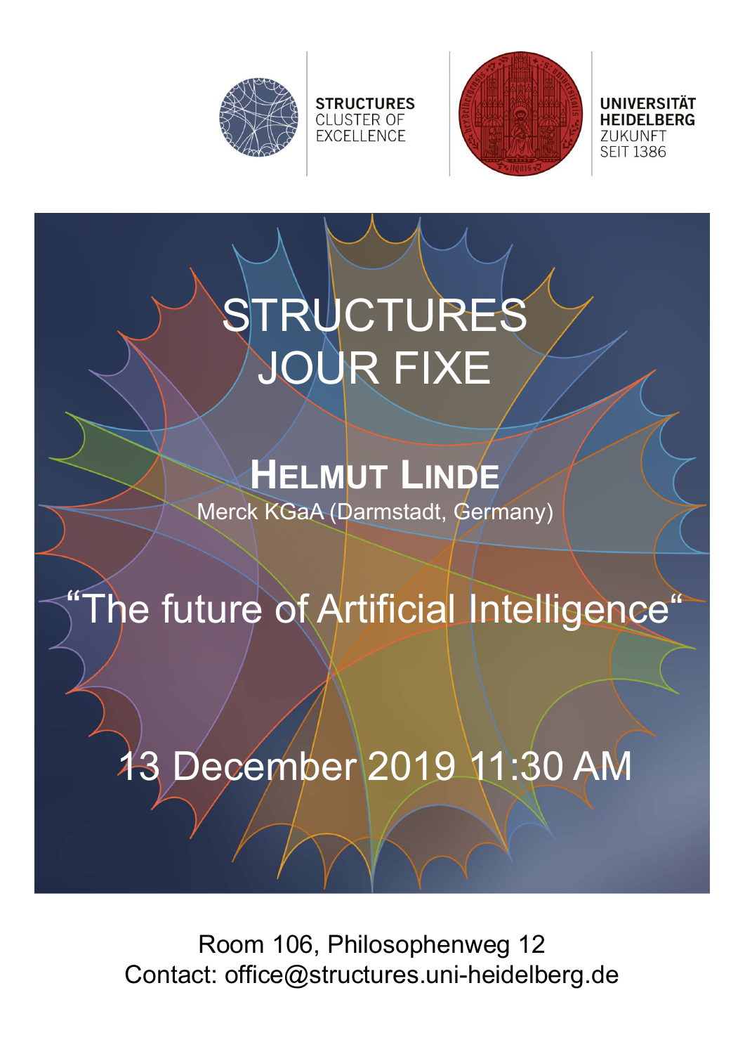STRUCTURES
CLUSTER OF
EXCELLENCE

UNIVERSITÄT
HEIDELBERG
ZUKUNFT
SEIT 1386

# STRUCTURES JOUR FIXE

## Helmut Linde

Merck KGaA (Darmstadt, Germany)

## “The future of Artificial Intelligence“

## 13 December 2019 11:30 AM

Room 106, Philosophenweg 12

Contact: office@structures.uni-heidelberg.de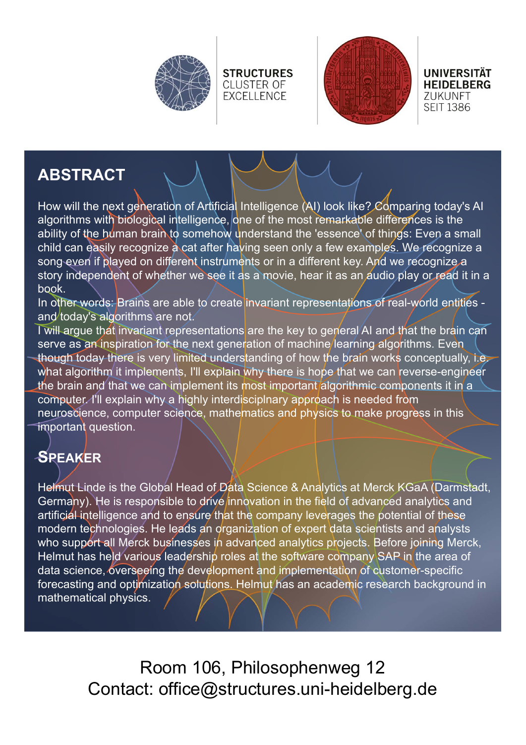STRUCTURES CLUSTER OF EXCELLENCE

UNIVERSITÄT HEIDELBERG ZUKUNFT SEIT 1386

## ABSTRACT

How will the next generation of Artificial Intelligence (AI) look like? Comparing today's AI algorithms with biological intelligence, one of the most remarkable differences is the ability of the human brain to somehow understand the 'essence' of things: Even a small child can easily recognize a cat after having seen only a few examples. We recognize a song even if played on different instruments or in a different key. And we recognize a story independent of whether we see it as a movie, hear it as an audio play or read it in a book.

In other words: Brains are able to create invariant representations of real-world entities - and today's algorithms are not.

I will argue that invariant representations are the key to general AI and that the brain can serve as an inspiration for the next generation of machine learning algorithms. Even though today there is very limited understanding of how the brain works conceptually, i.e. what algorithm it implements, I'll explain why there is hope that we can reverse-engineer the brain and that we can implement its most important algorithmic components it in a computer. I'll explain why a highly interdisciplnary approach is needed from neuroscience, computer science, mathematics and physics to make progress in this important question.

## SPEAKER

Helmut Linde is the Global Head of Data Science & Analytics at Merck KGaA (Darmstadt, Germany). He is responsible to drive innovation in the field of advanced analytics and artificial intelligence and to ensure that the company leverages the potential of these modern technologies. He leads an organization of expert data scientists and analysts who support all Merck businesses in advanced analytics projects. Before joining Merck, Helmut has held various leadership roles at the software company SAP in the area of data science, overseeing the development and implementation of customer-specific forecasting and optimization solutions. Helmut has an academic research background in mathematical physics.

Room 106, Philosophenweg 12
Contact: office@structures.uni-heidelberg.de